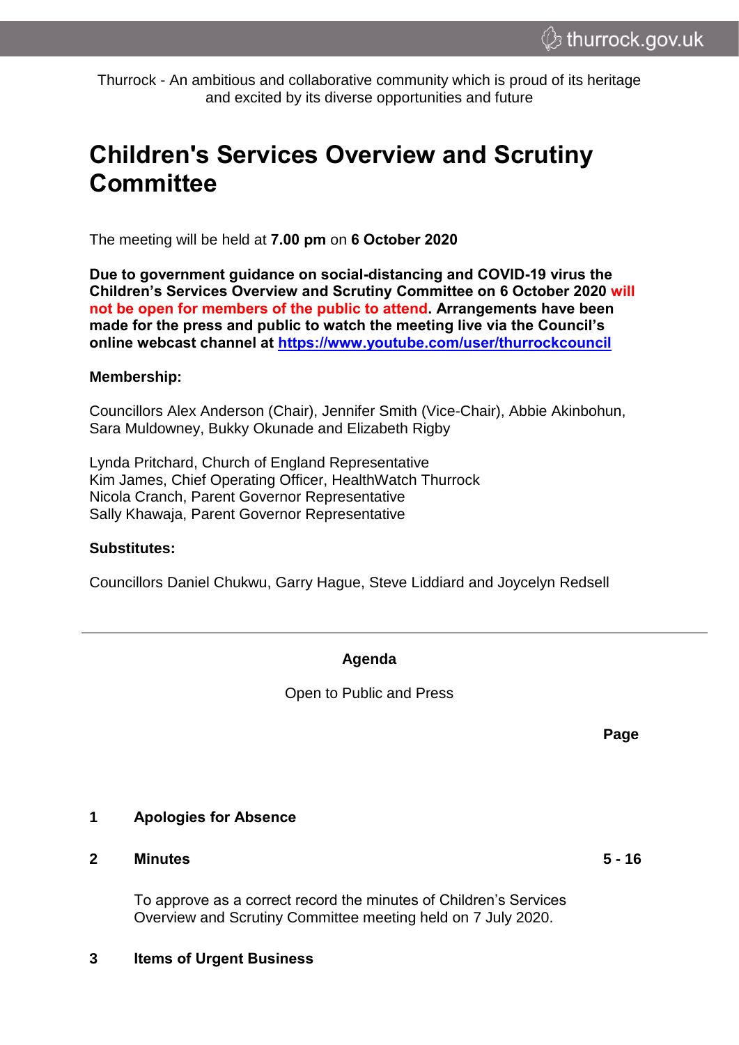Thurrock - An ambitious and collaborative community which is proud of its heritage and excited by its diverse opportunities and future

# Children's Services Overview and Scrutiny Committee

The meeting will be held at **7.00 pm** on **6 October 2020**

**Due to government guidance on social-distancing and COVID-19 virus the Children's Services Overview and Scrutiny Committee on 6 October 2020 will not be open for members of the public to attend. Arrangements have been made for the press and public to watch the meeting live via the Council's online webcast channel at [https://www.youtube.com/user/thurrockcouncil](https://www.youtube.com/user/thurrockcouncil)**

**Membership:**

Councillors Alex Anderson (Chair), Jennifer Smith (Vice-Chair), Abbie Akinbohun, Sara Muldowney, Bukky Okunade and Elizabeth Rigby

Lynda Pritchard, Church of England Representative
Kim James, Chief Operating Officer, HealthWatch Thurrock
Nicola Cranch, Parent Governor Representative
Sally Khawaja, Parent Governor Representative

**Substitutes:**

Councillors Daniel Chukwu, Garry Hague, Steve Liddiard and Joycelyn Redsell

---

**Agenda**

Open to Public and Press

| | | **Page** |
|---|---|---|
| **1** | **Apologies for Absence** | |
| **2** | **Minutes**<br><br>To approve as a correct record the minutes of Children's Services Overview and Scrutiny Committee meeting held on 7 July 2020. | **5 - 16** |
| **3** | **Items of Urgent Business** | |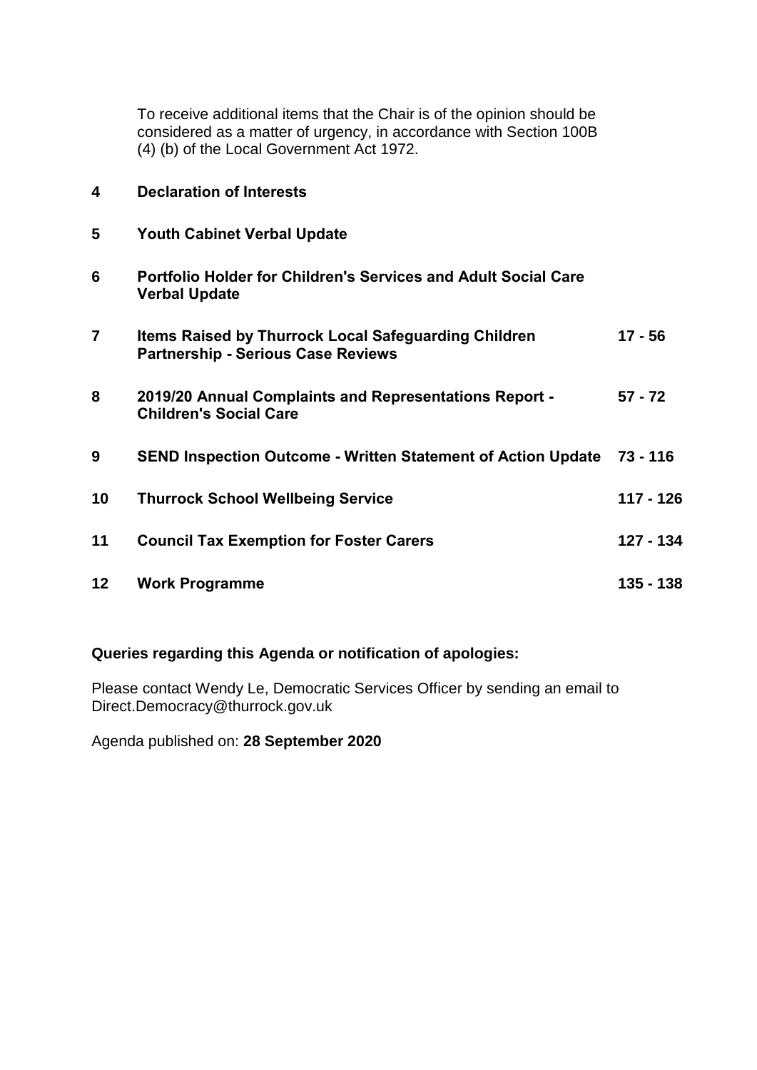To receive additional items that the Chair is of the opinion should be considered as a matter of urgency, in accordance with Section 100B (4) (b) of the Local Government Act 1972.

| | | |
|---|---|---|
| **4** | **Declaration of Interests** | |
| **5** | **Youth Cabinet Verbal Update** | |
| **6** | **Portfolio Holder for Children's Services and Adult Social Care Verbal Update** | |
| **7** | **Items Raised by Thurrock Local Safeguarding Children Partnership - Serious Case Reviews** | **17 - 56** |
| **8** | **2019/20 Annual Complaints and Representations Report - Children's Social Care** | **57 - 72** |
| **9** | **SEND Inspection Outcome - Written Statement of Action Update** | **73 - 116** |
| **10** | **Thurrock School Wellbeing Service** | **117 - 126** |
| **11** | **Council Tax Exemption for Foster Carers** | **127 - 134** |
| **12** | **Work Programme** | **135 - 138** |

**Queries regarding this Agenda or notification of apologies:**

Please contact Wendy Le, Democratic Services Officer by sending an email to Direct.Democracy@thurrock.gov.uk

Agenda published on: **28 September 2020**